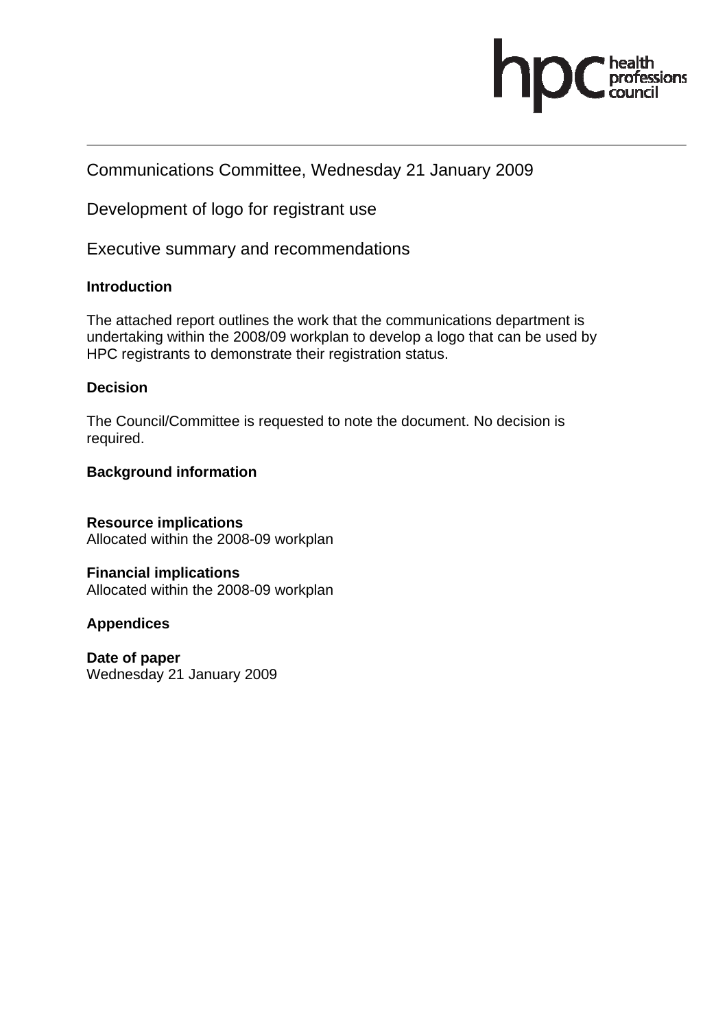Communications Committee, Wednesday 21 January 2009

Development of logo for registrant use

Executive summary and recommendations

**Introduction**

The attached report outlines the work that the communications department is undertaking within the 2008/09 workplan to develop a logo that can be used by HPC registrants to demonstrate their registration status.

**Decision**

The Council/Committee is requested to note the document. No decision is required.

**Background information**

**Resource implications**
Allocated within the 2008-09 workplan

**Financial implications**
Allocated within the 2008-09 workplan

**Appendices**

**Date of paper**
Wednesday 21 January 2009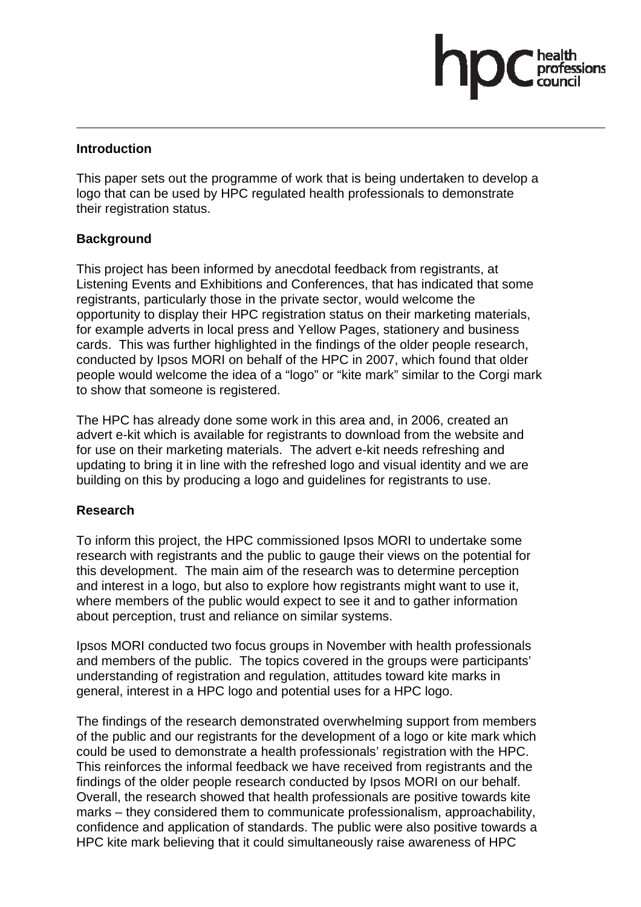## Introduction

This paper sets out the programme of work that is being undertaken to develop a logo that can be used by HPC regulated health professionals to demonstrate their registration status.

## Background

This project has been informed by anecdotal feedback from registrants, at Listening Events and Exhibitions and Conferences, that has indicated that some registrants, particularly those in the private sector, would welcome the opportunity to display their HPC registration status on their marketing materials, for example adverts in local press and Yellow Pages, stationery and business cards. This was further highlighted in the findings of the older people research, conducted by Ipsos MORI on behalf of the HPC in 2007, which found that older people would welcome the idea of a "logo" or "kite mark" similar to the Corgi mark to show that someone is registered.

The HPC has already done some work in this area and, in 2006, created an advert e-kit which is available for registrants to download from the website and for use on their marketing materials. The advert e-kit needs refreshing and updating to bring it in line with the refreshed logo and visual identity and we are building on this by producing a logo and guidelines for registrants to use.

## Research

To inform this project, the HPC commissioned Ipsos MORI to undertake some research with registrants and the public to gauge their views on the potential for this development. The main aim of the research was to determine perception and interest in a logo, but also to explore how registrants might want to use it, where members of the public would expect to see it and to gather information about perception, trust and reliance on similar systems.

Ipsos MORI conducted two focus groups in November with health professionals and members of the public. The topics covered in the groups were participants' understanding of registration and regulation, attitudes toward kite marks in general, interest in a HPC logo and potential uses for a HPC logo.

The findings of the research demonstrated overwhelming support from members of the public and our registrants for the development of a logo or kite mark which could be used to demonstrate a health professionals' registration with the HPC. This reinforces the informal feedback we have received from registrants and the findings of the older people research conducted by Ipsos MORI on our behalf. Overall, the research showed that health professionals are positive towards kite marks – they considered them to communicate professionalism, approachability, confidence and application of standards. The public were also positive towards a HPC kite mark believing that it could simultaneously raise awareness of HPC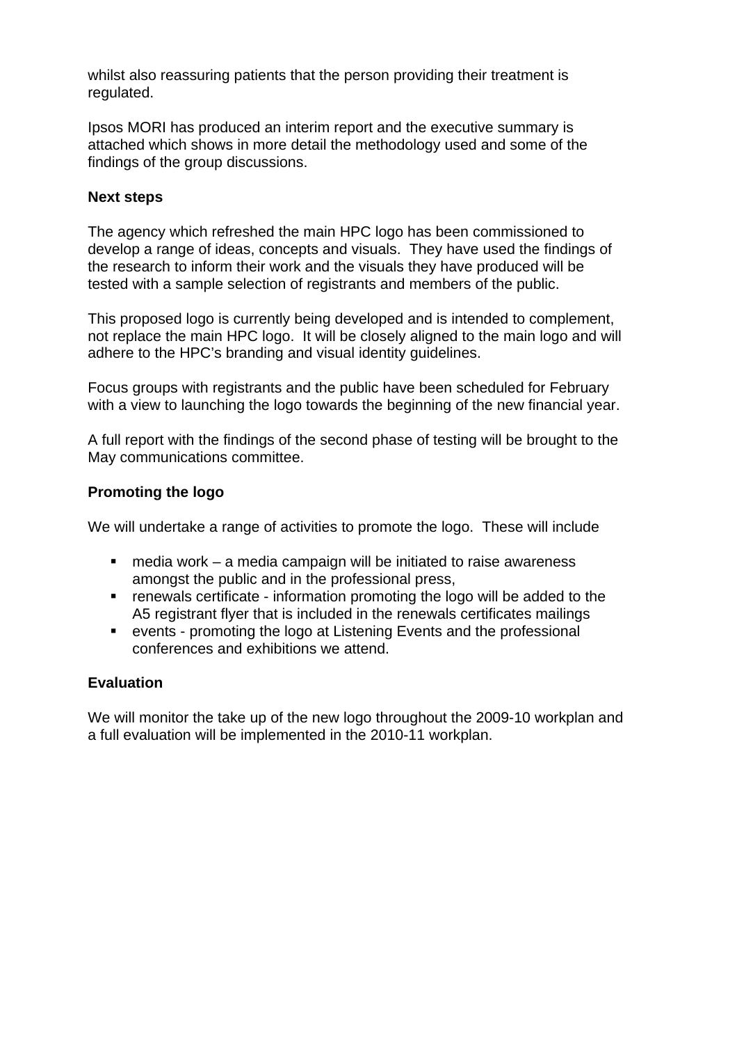whilst also reassuring patients that the person providing their treatment is regulated.

Ipsos MORI has produced an interim report and the executive summary is attached which shows in more detail the methodology used and some of the findings of the group discussions.

**Next steps**

The agency which refreshed the main HPC logo has been commissioned to develop a range of ideas, concepts and visuals. They have used the findings of the research to inform their work and the visuals they have produced will be tested with a sample selection of registrants and members of the public.

This proposed logo is currently being developed and is intended to complement, not replace the main HPC logo. It will be closely aligned to the main logo and will adhere to the HPC's branding and visual identity guidelines.

Focus groups with registrants and the public have been scheduled for February with a view to launching the logo towards the beginning of the new financial year.

A full report with the findings of the second phase of testing will be brought to the May communications committee.

**Promoting the logo**

We will undertake a range of activities to promote the logo. These will include

- media work – a media campaign will be initiated to raise awareness amongst the public and in the professional press,
- renewals certificate - information promoting the logo will be added to the A5 registrant flyer that is included in the renewals certificates mailings
- events - promoting the logo at Listening Events and the professional conferences and exhibitions we attend.

**Evaluation**

We will monitor the take up of the new logo throughout the 2009-10 workplan and a full evaluation will be implemented in the 2010-11 workplan.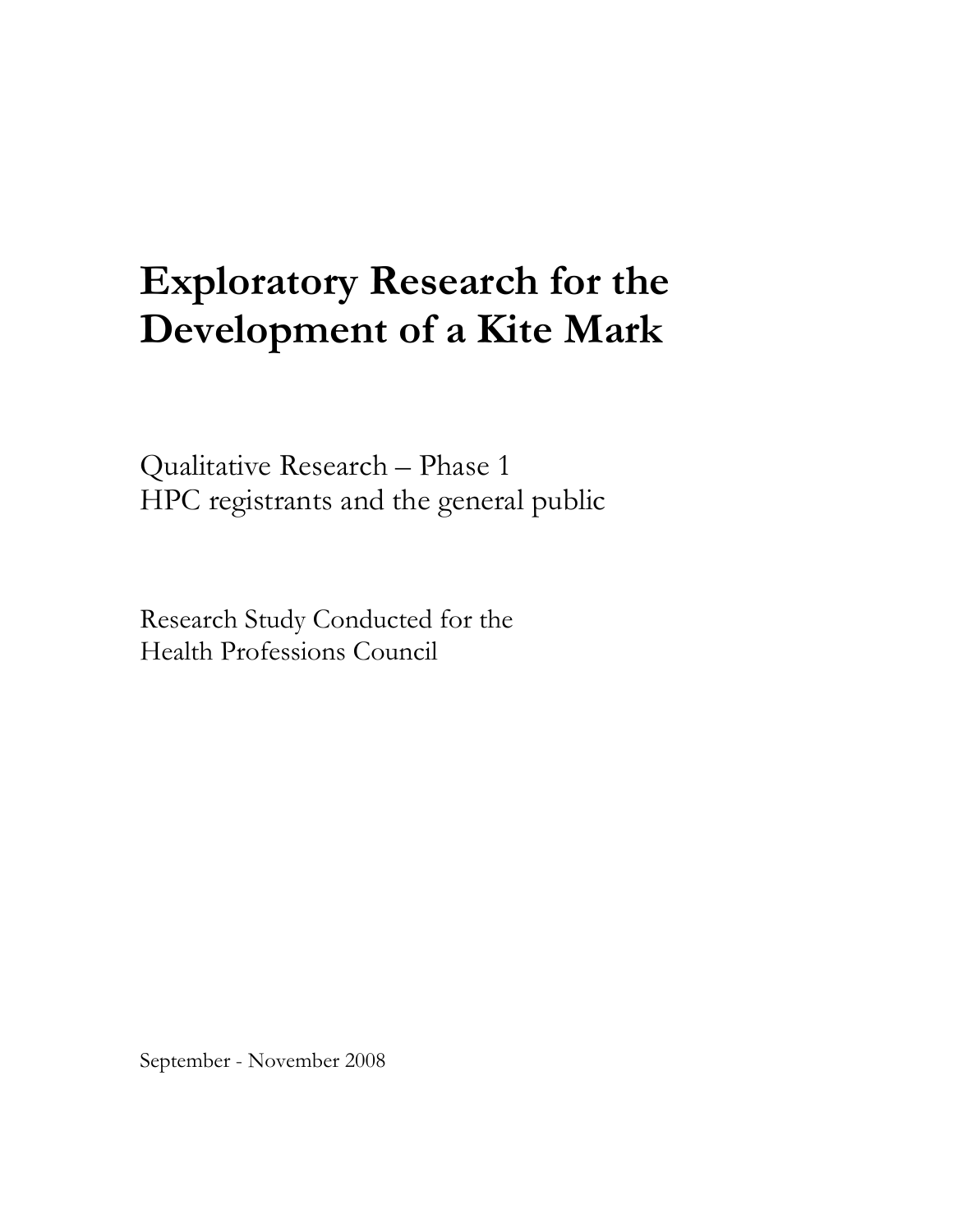# Exploratory Research for the Development of a Kite Mark

Qualitative Research – Phase 1
HPC registrants and the general public

Research Study Conducted for the
Health Professions Council

September - November 2008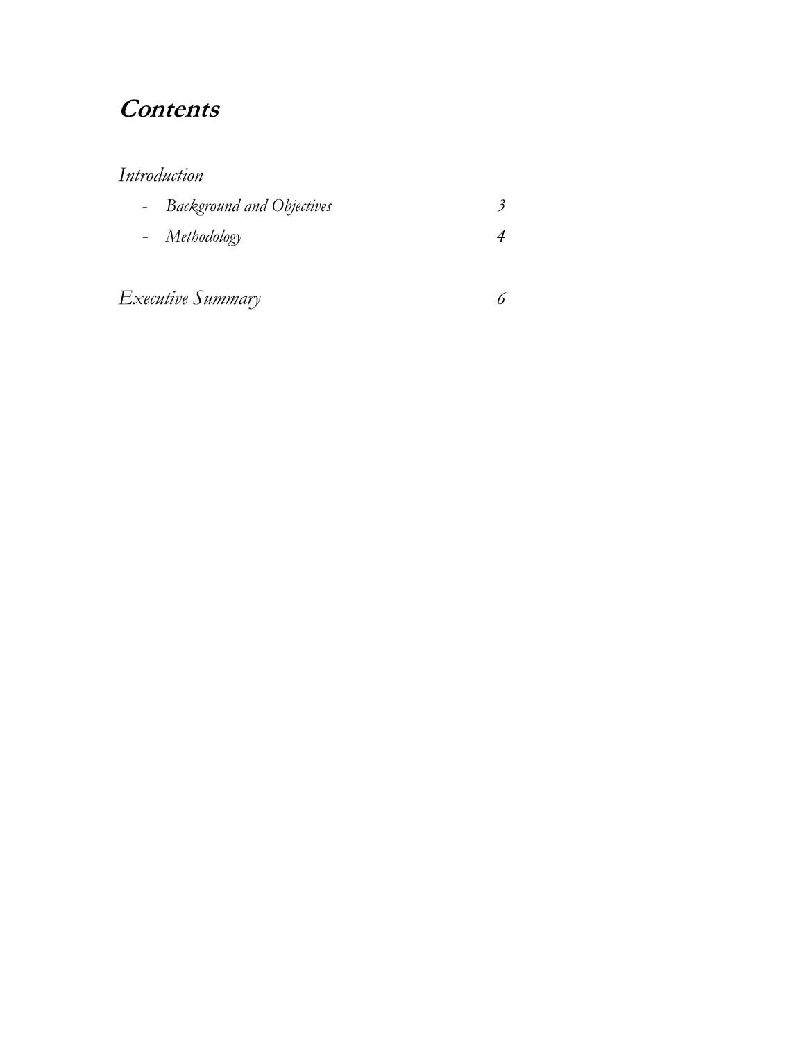# *Contents*

*Introduction*

- *Background and Objectives* 3
- *Methodology* 4

*Executive Summary* 6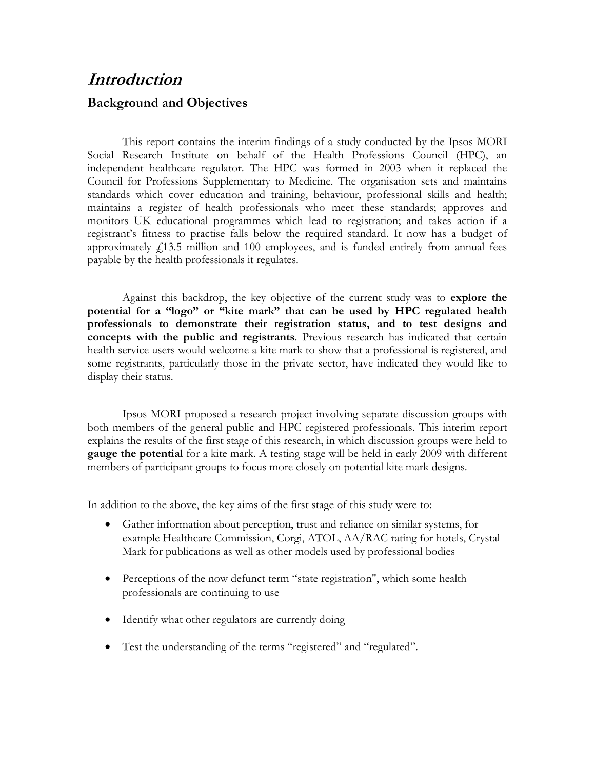# *Introduction*

## Background and Objectives

This report contains the interim findings of a study conducted by the Ipsos MORI Social Research Institute on behalf of the Health Professions Council (HPC), an independent healthcare regulator. The HPC was formed in 2003 when it replaced the Council for Professions Supplementary to Medicine. The organisation sets and maintains standards which cover education and training, behaviour, professional skills and health; maintains a register of health professionals who meet these standards; approves and monitors UK educational programmes which lead to registration; and takes action if a registrant's fitness to practise falls below the required standard. It now has a budget of approximately £13.5 million and 100 employees, and is funded entirely from annual fees payable by the health professionals it regulates.

Against this backdrop, the key objective of the current study was to **explore the potential for a "logo" or "kite mark" that can be used by HPC regulated health professionals to demonstrate their registration status, and to test designs and concepts with the public and registrants**. Previous research has indicated that certain health service users would welcome a kite mark to show that a professional is registered, and some registrants, particularly those in the private sector, have indicated they would like to display their status.

Ipsos MORI proposed a research project involving separate discussion groups with both members of the general public and HPC registered professionals. This interim report explains the results of the first stage of this research, in which discussion groups were held to **gauge the potential** for a kite mark. A testing stage will be held in early 2009 with different members of participant groups to focus more closely on potential kite mark designs.

In addition to the above, the key aims of the first stage of this study were to:

- Gather information about perception, trust and reliance on similar systems, for example Healthcare Commission, Corgi, ATOL, AA/RAC rating for hotels, Crystal Mark for publications as well as other models used by professional bodies
- Perceptions of the now defunct term "state registration", which some health professionals are continuing to use
- Identify what other regulators are currently doing
- Test the understanding of the terms "registered" and "regulated".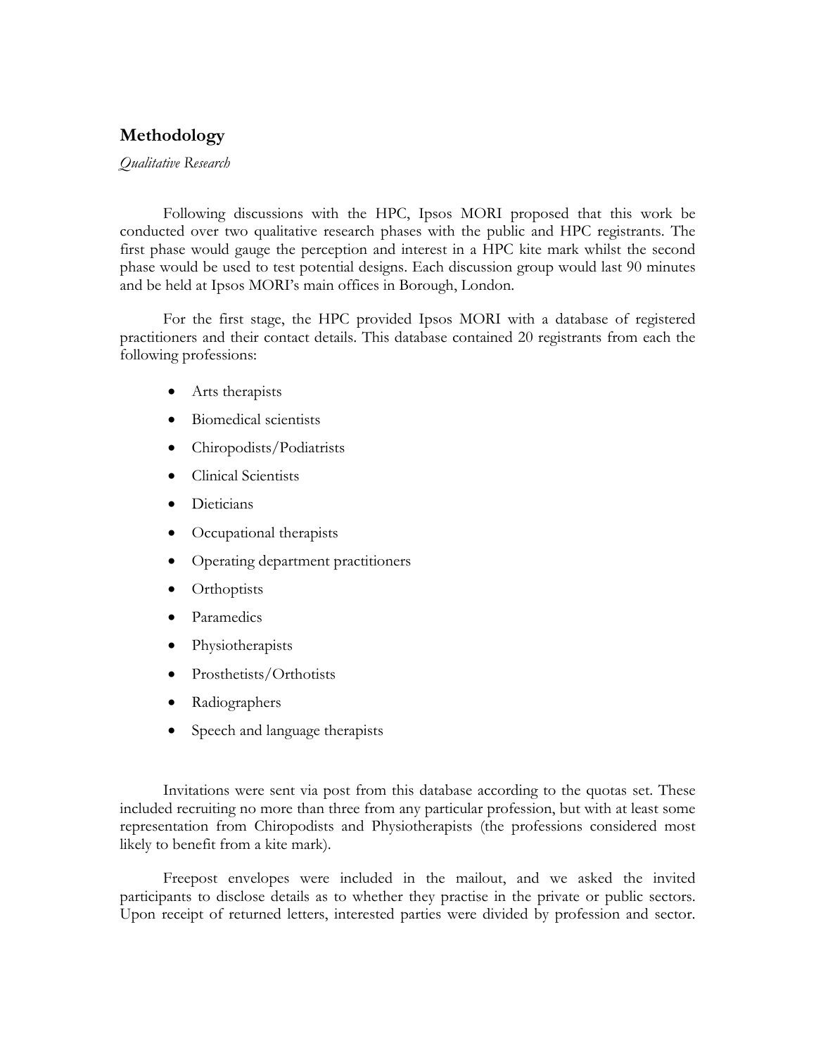## Methodology

*Qualitative Research*

Following discussions with the HPC, Ipsos MORI proposed that this work be conducted over two qualitative research phases with the public and HPC registrants. The first phase would gauge the perception and interest in a HPC kite mark whilst the second phase would be used to test potential designs. Each discussion group would last 90 minutes and be held at Ipsos MORI's main offices in Borough, London.

For the first stage, the HPC provided Ipsos MORI with a database of registered practitioners and their contact details. This database contained 20 registrants from each the following professions:

- Arts therapists
- Biomedical scientists
- Chiropodists/Podiatrists
- Clinical Scientists
- Dieticians
- Occupational therapists
- Operating department practitioners
- Orthoptists
- Paramedics
- Physiotherapists
- Prosthetists/Orthotists
- Radiographers
- Speech and language therapists

Invitations were sent via post from this database according to the quotas set. These included recruiting no more than three from any particular profession, but with at least some representation from Chiropodists and Physiotherapists (the professions considered most likely to benefit from a kite mark).

Freepost envelopes were included in the mailout, and we asked the invited participants to disclose details as to whether they practise in the private or public sectors. Upon receipt of returned letters, interested parties were divided by profession and sector.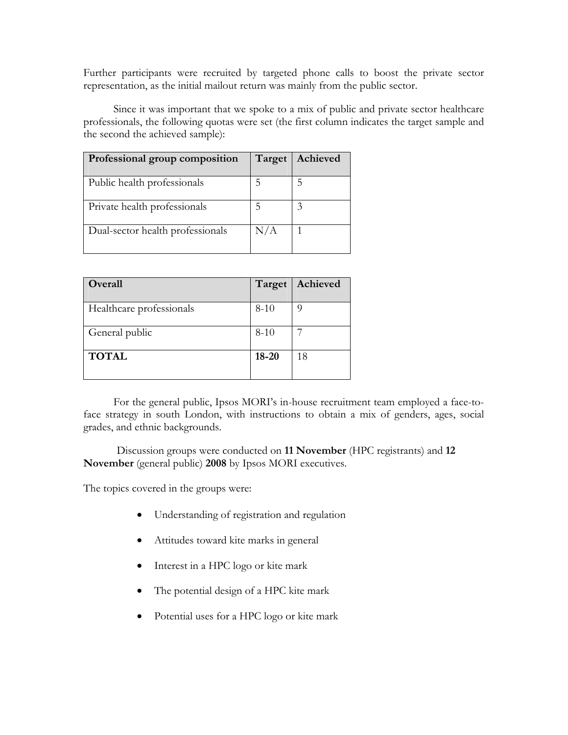Further participants were recruited by targeted phone calls to boost the private sector representation, as the initial mailout return was mainly from the public sector.

Since it was important that we spoke to a mix of public and private sector healthcare professionals, the following quotas were set (the first column indicates the target sample and the second the achieved sample):

| Professional group composition | Target | Achieved |
|---|---|---|
| Public health professionals | 5 | 5 |
| Private health professionals | 5 | 3 |
| Dual-sector health professionals | N/A | 1 |

| Overall | Target | Achieved |
|---|---|---|
| Healthcare professionals | 8-10 | 9 |
| General public | 8-10 | 7 |
| **TOTAL** | **18-20** | 18 |

For the general public, Ipsos MORI's in-house recruitment team employed a face-to-face strategy in south London, with instructions to obtain a mix of genders, ages, social grades, and ethnic backgrounds.

Discussion groups were conducted on **11 November** (HPC registrants) and **12 November** (general public) **2008** by Ipsos MORI executives.

The topics covered in the groups were:

- Understanding of registration and regulation
- Attitudes toward kite marks in general
- Interest in a HPC logo or kite mark
- The potential design of a HPC kite mark
- Potential uses for a HPC logo or kite mark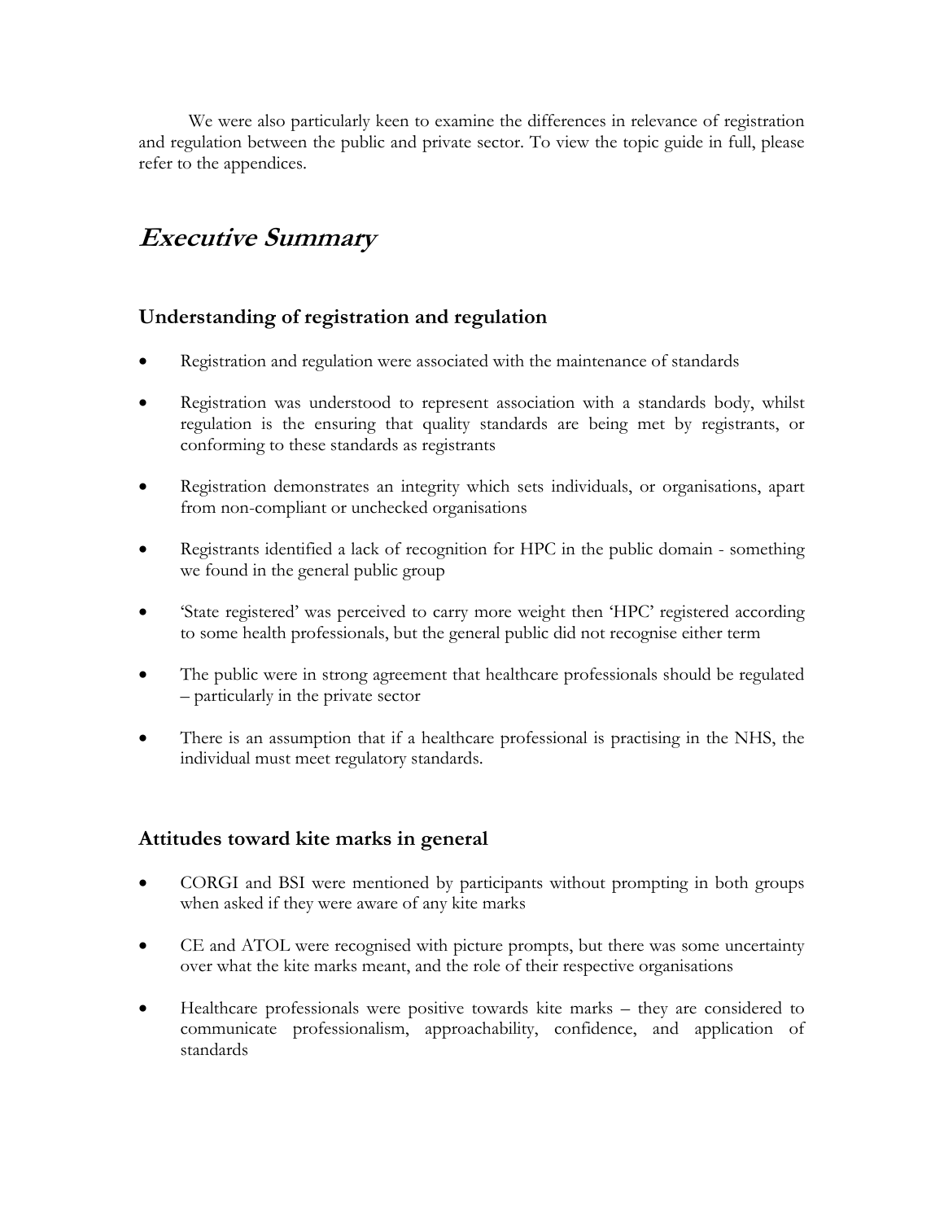We were also particularly keen to examine the differences in relevance of registration and regulation between the public and private sector. To view the topic guide in full, please refer to the appendices.

# *Executive Summary*

## Understanding of registration and regulation

- Registration and regulation were associated with the maintenance of standards
- Registration was understood to represent association with a standards body, whilst regulation is the ensuring that quality standards are being met by registrants, or conforming to these standards as registrants
- Registration demonstrates an integrity which sets individuals, or organisations, apart from non-compliant or unchecked organisations
- Registrants identified a lack of recognition for HPC in the public domain - something we found in the general public group
- 'State registered' was perceived to carry more weight then 'HPC' registered according to some health professionals, but the general public did not recognise either term
- The public were in strong agreement that healthcare professionals should be regulated – particularly in the private sector
- There is an assumption that if a healthcare professional is practising in the NHS, the individual must meet regulatory standards.

## Attitudes toward kite marks in general

- CORGI and BSI were mentioned by participants without prompting in both groups when asked if they were aware of any kite marks
- CE and ATOL were recognised with picture prompts, but there was some uncertainty over what the kite marks meant, and the role of their respective organisations
- Healthcare professionals were positive towards kite marks – they are considered to communicate professionalism, approachability, confidence, and application of standards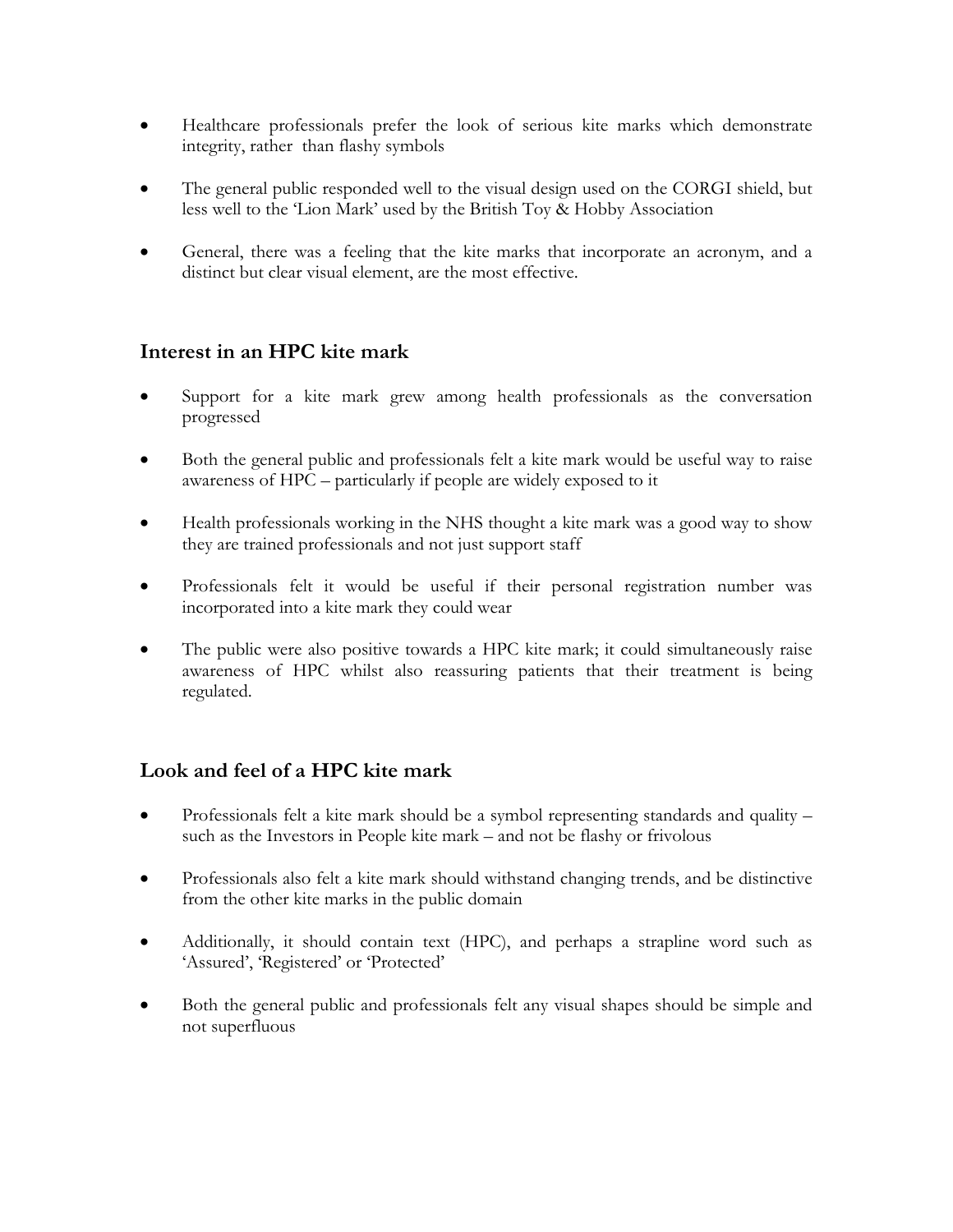- Healthcare professionals prefer the look of serious kite marks which demonstrate integrity, rather than flashy symbols

- The general public responded well to the visual design used on the CORGI shield, but less well to the 'Lion Mark' used by the British Toy & Hobby Association

- General, there was a feeling that the kite marks that incorporate an acronym, and a distinct but clear visual element, are the most effective.

## Interest in an HPC kite mark

- Support for a kite mark grew among health professionals as the conversation progressed

- Both the general public and professionals felt a kite mark would be useful way to raise awareness of HPC – particularly if people are widely exposed to it

- Health professionals working in the NHS thought a kite mark was a good way to show they are trained professionals and not just support staff

- Professionals felt it would be useful if their personal registration number was incorporated into a kite mark they could wear

- The public were also positive towards a HPC kite mark; it could simultaneously raise awareness of HPC whilst also reassuring patients that their treatment is being regulated.

## Look and feel of a HPC kite mark

- Professionals felt a kite mark should be a symbol representing standards and quality – such as the Investors in People kite mark – and not be flashy or frivolous

- Professionals also felt a kite mark should withstand changing trends, and be distinctive from the other kite marks in the public domain

- Additionally, it should contain text (HPC), and perhaps a strapline word such as 'Assured', 'Registered' or 'Protected'

- Both the general public and professionals felt any visual shapes should be simple and not superfluous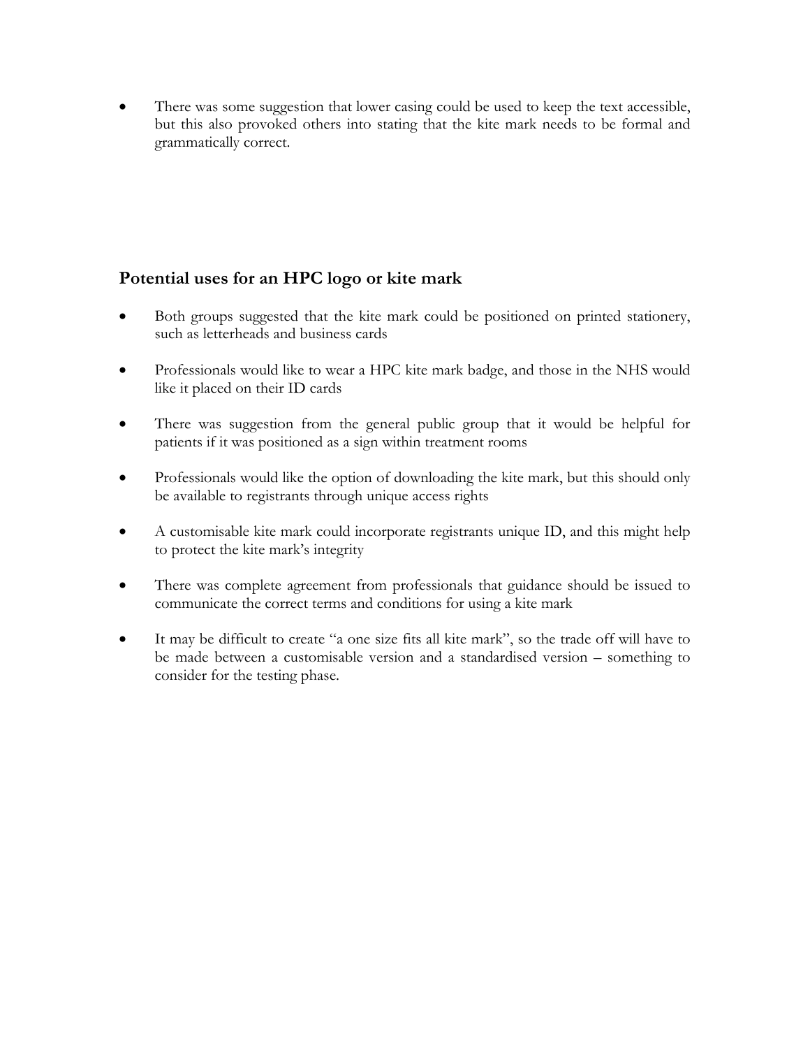- There was some suggestion that lower casing could be used to keep the text accessible, but this also provoked others into stating that the kite mark needs to be formal and grammatically correct.

## Potential uses for an HPC logo or kite mark

- Both groups suggested that the kite mark could be positioned on printed stationery, such as letterheads and business cards

- Professionals would like to wear a HPC kite mark badge, and those in the NHS would like it placed on their ID cards

- There was suggestion from the general public group that it would be helpful for patients if it was positioned as a sign within treatment rooms

- Professionals would like the option of downloading the kite mark, but this should only be available to registrants through unique access rights

- A customisable kite mark could incorporate registrants unique ID, and this might help to protect the kite mark's integrity

- There was complete agreement from professionals that guidance should be issued to communicate the correct terms and conditions for using a kite mark

- It may be difficult to create "a one size fits all kite mark", so the trade off will have to be made between a customisable version and a standardised version – something to consider for the testing phase.